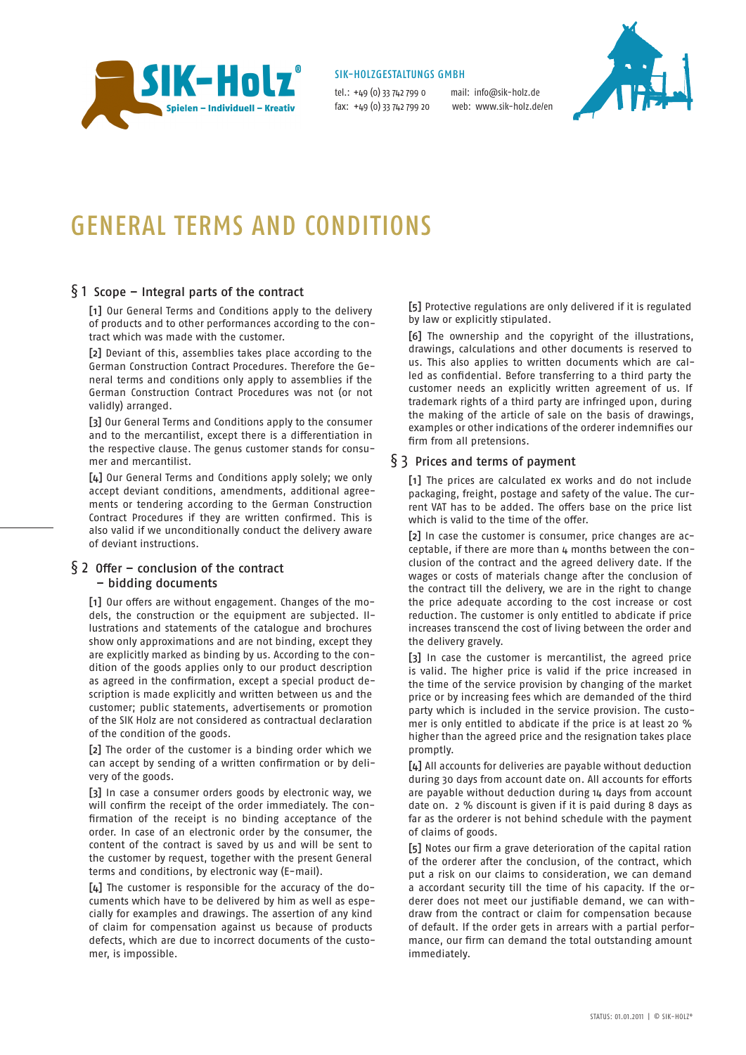SIK-Holz®
Spielen – Individuell – Kreativ

SIK-HOLZGESTALTUNGS GMBH

tel.: +49 (0) 33 742 799 0
fax: +49 (0) 33 742 799 20
mail: info@sik-holz.de
web: www.sik-holz.de/en

# GENERAL TERMS AND CONDITIONS

## § 1 Scope – Integral parts of the contract

[1] Our General Terms and Conditions apply to the delivery of products and to other performances according to the contract which was made with the customer.

[2] Deviant of this, assemblies takes place according to the German Construction Contract Procedures. Therefore the General terms and conditions only apply to assemblies if the German Construction Contract Procedures was not (or not validly) arranged.

[3] Our General Terms and Conditions apply to the consumer and to the mercantilist, except there is a differentiation in the respective clause. The genus customer stands for consumer and mercantilist.

[4] Our General Terms and Conditions apply solely; we only accept deviant conditions, amendments, additional agreements or tendering according to the German Construction Contract Procedures if they are written confirmed. This is also valid if we unconditionally conduct the delivery aware of deviant instructions.

## § 2 Offer – conclusion of the contract – bidding documents

[1] Our offers are without engagement. Changes of the models, the construction or the equipment are subjected. Illustrations and statements of the catalogue and brochures show only approximations and are not binding, except they are explicitly marked as binding by us. According to the condition of the goods applies only to our product description as agreed in the confirmation, except a special product description is made explicitly and written between us and the customer; public statements, advertisements or promotion of the SIK Holz are not considered as contractual declaration of the condition of the goods.

[2] The order of the customer is a binding order which we can accept by sending of a written confirmation or by delivery of the goods.

[3] In case a consumer orders goods by electronic way, we will confirm the receipt of the order immediately. The confirmation of the receipt is no binding acceptance of the order. In case of an electronic order by the consumer, the content of the contract is saved by us and will be sent to the customer by request, together with the present General terms and conditions, by electronic way (E-mail).

[4] The customer is responsible for the accuracy of the documents which have to be delivered by him as well as especially for examples and drawings. The assertion of any kind of claim for compensation against us because of products defects, which are due to incorrect documents of the customer, is impossible.

[5] Protective regulations are only delivered if it is regulated by law or explicitly stipulated.

[6] The ownership and the copyright of the illustrations, drawings, calculations and other documents is reserved to us. This also applies to written documents which are called as confidential. Before transferring to a third party the customer needs an explicitly written agreement of us. If trademark rights of a third party are infringed upon, during the making of the article of sale on the basis of drawings, examples or other indications of the orderer indemnifies our firm from all pretensions.

## § 3 Prices and terms of payment

[1] The prices are calculated ex works and do not include packaging, freight, postage and safety of the value. The current VAT has to be added. The offers base on the price list which is valid to the time of the offer.

[2] In case the customer is consumer, price changes are acceptable, if there are more than 4 months between the conclusion of the contract and the agreed delivery date. If the wages or costs of materials change after the conclusion of the contract till the delivery, we are in the right to change the price adequate according to the cost increase or cost reduction. The customer is only entitled to abdicate if price increases transcend the cost of living between the order and the delivery gravely.

[3] In case the customer is mercantilist, the agreed price is valid. The higher price is valid if the price increased in the time of the service provision by changing of the market price or by increasing fees which are demanded of the third party which is included in the service provision. The customer is only entitled to abdicate if the price is at least 20 % higher than the agreed price and the resignation takes place promptly.

[4] All accounts for deliveries are payable without deduction during 30 days from account date on. All accounts for efforts are payable without deduction during 14 days from account date on. 2 % discount is given if it is paid during 8 days as far as the orderer is not behind schedule with the payment of claims of goods.

[5] Notes our firm a grave deterioration of the capital ration of the orderer after the conclusion, of the contract, which put a risk on our claims to consideration, we can demand a accordant security till the time of his capacity. If the orderer does not meet our justifiable demand, we can withdraw from the contract or claim for compensation because of default. If the order gets in arrears with a partial performance, our firm can demand the total outstanding amount immediately.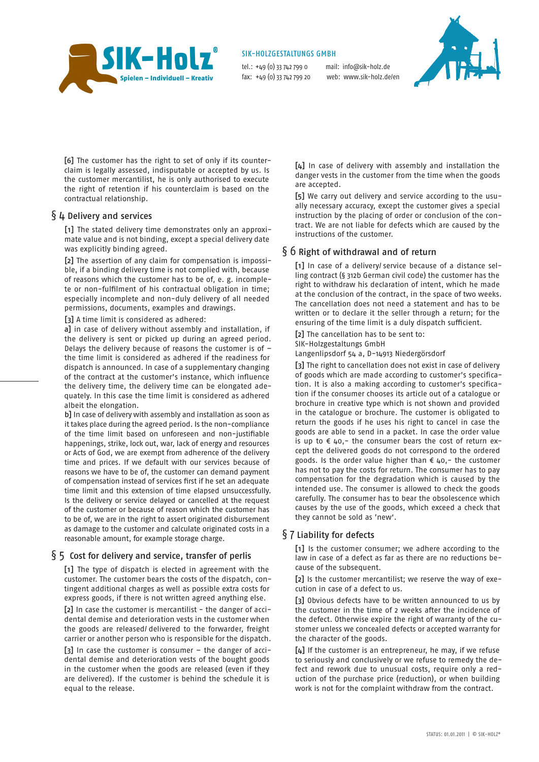[6] The customer has the right to set of only if its counterclaim is legally assessed, indisputable or accepted by us. Is the customer mercantilist, he is only authorised to execute the right of retention if his counterclaim is based on the contractual relationship.

## § 4 Delivery and services

[1] The stated delivery time demonstrates only an approximate value and is not binding, except a special delivery date was explicitly binding agreed.

[2] The assertion of any claim for compensation is impossible, if a binding delivery time is not complied with, because of reasons which the customer has to be of, e. g. incomplete or non-fulfilment of his contractual obligation in time; especially incomplete and non-duly delivery of all needed permissions, documents, examples and drawings.

[3] A time limit is considered as adhered:

a] in case of delivery without assembly and installation, if the delivery is sent or picked up during an agreed period. Delays the delivery because of reasons the customer is of – the time limit is considered as adhered if the readiness for dispatch is announced. In case of a supplementary changing of the contract at the customer's instance, which influence the delivery time, the delivery time can be elongated adequately. In this case the time limit is considered as adhered albeit the elongation.

b] In case of delivery with assembly and installation as soon as it takes place during the agreed period. Is the non-compliance of the time limit based on unforeseen and non-justifiable happenings, strike, lock out, war, lack of energy and resources or Acts of God, we are exempt from adherence of the delivery time and prices. If we default with our services because of reasons we have to be of, the customer can demand payment of compensation instead of services first if he set an adequate time limit and this extension of time elapsed unsuccessfully. Is the delivery or service delayed or cancelled at the request of the customer or because of reason which the customer has to be of, we are in the right to assert originated disbursement as damage to the customer and calculate originated costs in a reasonable amount, for example storage charge.

## § 5 Cost for delivery and service, transfer of perlis

[1] The type of dispatch is elected in agreement with the customer. The customer bears the costs of the dispatch, contingent additional charges as well as possible extra costs for express goods, if there is not written agreed anything else.

[2] In case the customer is mercantilist – the danger of accidental demise and deterioration vests in the customer when the goods are released/ delivered to the forwarder, freight carrier or another person who is responsible for the dispatch.

[3] In case the customer is consumer – the danger of accidental demise and deterioration vests of the bought goods in the customer when the goods are released (even if they are delivered). If the customer is behind the schedule it is equal to the release.

[4] In case of delivery with assembly and installation the danger vests in the customer from the time when the goods are accepted.

[5] We carry out delivery and service according to the usually necessary accuracy, except the customer gives a special instruction by the placing of order or conclusion of the contract. We are not liable for defects which are caused by the instructions of the customer.

## § 6 Right of withdrawal and of return

[1] In case of a delivery/ service because of a distance selling contract (§ 312b German civil code) the customer has the right to withdraw his declaration of intent, which he made at the conclusion of the contract, in the space of two weeks. The cancellation does not need a statement and has to be written or to declare it the seller through a return; for the ensuring of the time limit is a duly dispatch sufficient.

[2] The cancellation has to be sent to:
SIK-Holzgestaltungs GmbH
Langenlipsdorf 54 a, D-14913 Niedergörsdorf

[3] The right to cancellation does not exist in case of delivery of goods which are made according to customer's specification. It is also a making according to customer's specification if the consumer chooses its article out of a catalogue or brochure in creative type which is not shown and provided in the catalogue or brochure. The customer is obligated to return the goods if he uses his right to cancel in case the goods are able to send in a packet. In case the order value is up to € 40,- the consumer bears the cost of return except the delivered goods do not correspond to the ordered goods. Is the order value higher than € 40,- the customer has not to pay the costs for return. The consumer has to pay compensation for the degradation which is caused by the intended use. The consumer is allowed to check the goods carefully. The consumer has to bear the obsolescence which causes by the use of the goods, which exceed a check that they cannot be sold as 'new'.

## § 7 Liability for defects

[1] Is the customer consumer; we adhere according to the law in case of a defect as far as there are no reductions because of the subsequent.

[2] Is the customer mercantilist; we reserve the way of execution in case of a defect to us.

[3] Obvious defects have to be written announced to us by the customer in the time of 2 weeks after the incidence of the defect. Otherwise expire the right of warranty of the customer unless we concealed defects or accepted warranty for the character of the goods.

[4] If the customer is an entrepreneur, he may, if we refuse to seriously and conclusively or we refuse to remedy the defect and rework due to unusual costs, require only a reduction of the purchase price (reduction), or when building work is not for the complaint withdraw from the contract.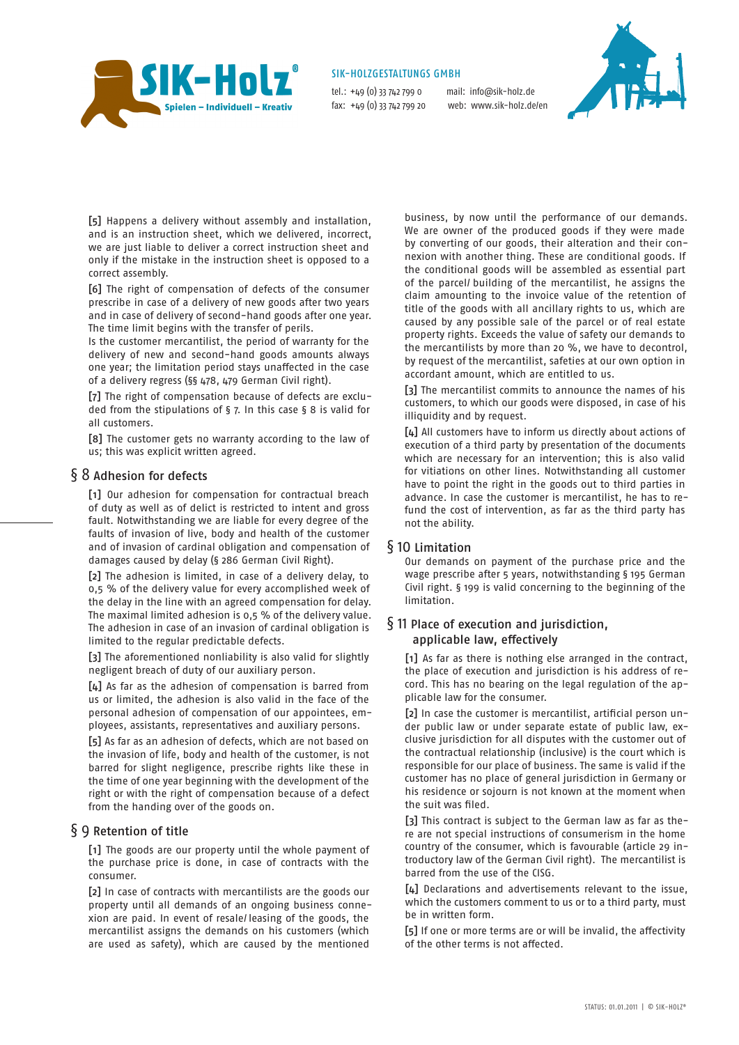[5] Happens a delivery without assembly and installation, and is an instruction sheet, which we delivered, incorrect, we are just liable to deliver a correct instruction sheet and only if the mistake in the instruction sheet is opposed to a correct assembly.

[6] The right of compensation of defects of the consumer prescribe in case of a delivery of new goods after two years and in case of delivery of second-hand goods after one year. The time limit begins with the transfer of perils.
Is the customer mercantilist, the period of warranty for the delivery of new and second-hand goods amounts always one year; the limitation period stays unaffected in the case of a delivery regress (§§ 478, 479 German Civil right).

[7] The right of compensation because of defects are excluded from the stipulations of § 7. In this case § 8 is valid for all customers.

[8] The customer gets no warranty according to the law of us; this was explicit written agreed.

## § 8 Adhesion for defects

[1] Our adhesion for compensation for contractual breach of duty as well as of delict is restricted to intent and gross fault. Notwithstanding we are liable for every degree of the faults of invasion of live, body and health of the customer and of invasion of cardinal obligation and compensation of damages caused by delay (§ 286 German Civil Right).

[2] The adhesion is limited, in case of a delivery delay, to 0,5 % of the delivery value for every accomplished week of the delay in the line with an agreed compensation for delay. The maximal limited adhesion is 0,5 % of the delivery value. The adhesion in case of an invasion of cardinal obligation is limited to the regular predictable defects.

[3] The aforementioned nonliability is also valid for slightly negligent breach of duty of our auxiliary person.

[4] As far as the adhesion of compensation is barred from us or limited, the adhesion is also valid in the face of the personal adhesion of compensation of our appointees, employees, assistants, representatives and auxiliary persons.

[5] As far as an adhesion of defects, which are not based on the invasion of life, body and health of the customer, is not barred for slight negligence, prescribe rights like these in the time of one year beginning with the development of the right or with the right of compensation because of a defect from the handing over of the goods on.

## § 9 Retention of title

[1] The goods are our property until the whole payment of the purchase price is done, in case of contracts with the consumer.

[2] In case of contracts with mercantilists are the goods our property until all demands of an ongoing business connexion are paid. In event of resale/leasing of the goods, the mercantilist assigns the demands on his customers (which are used as safety), which are caused by the mentioned business, by now until the performance of our demands. We are owner of the produced goods if they were made by converting of our goods, their alteration and their connexion with another thing. These are conditional goods. If the conditional goods will be assembled as essential part of the parcel/building of the mercantilist, he assigns the claim amounting to the invoice value of the retention of title of the goods with all ancillary rights to us, which are caused by any possible sale of the parcel or of real estate property rights. Exceeds the value of safety our demands to the mercantilists by more than 20 %, we have to decontrol, by request of the mercantilist, safeties at our own option in accordant amount, which are entitled to us.

[3] The mercantilist commits to announce the names of his customers, to which our goods were disposed, in case of his illiquidity and by request.

[4] All customers have to inform us directly about actions of execution of a third party by presentation of the documents which are necessary for an intervention; this is also valid for vitiations on other lines. Notwithstanding all customer have to point the right in the goods out to third parties in advance. In case the customer is mercantilist, he has to refund the cost of intervention, as far as the third party has not the ability.

## § 10 Limitation

Our demands on payment of the purchase price and the wage prescribe after 5 years, notwithstanding § 195 German Civil right. § 199 is valid concerning to the beginning of the limitation.

## § 11 Place of execution and jurisdiction, applicable law, effectively

[1] As far as there is nothing else arranged in the contract, the place of execution and jurisdiction is his address of record. This has no bearing on the legal regulation of the applicable law for the consumer.

[2] In case the customer is mercantilist, artificial person under public law or under separate estate of public law, exclusive jurisdiction for all disputes with the customer out of the contractual relationship (inclusive) is the court which is responsible for our place of business. The same is valid if the customer has no place of general jurisdiction in Germany or his residence or sojourn is not known at the moment when the suit was filed.

[3] This contract is subject to the German law as far as there are not special instructions of consumerism in the home country of the consumer, which is favourable (article 29 introductory law of the German Civil right). The mercantilist is barred from the use of the CISG.

[4] Declarations and advertisements relevant to the issue, which the customers comment to us or to a third party, must be in written form.

[5] If one or more terms are or will be invalid, the affectivity of the other terms is not affected.

STATUS: 01.01.2011 | © SIK-HOLZ®